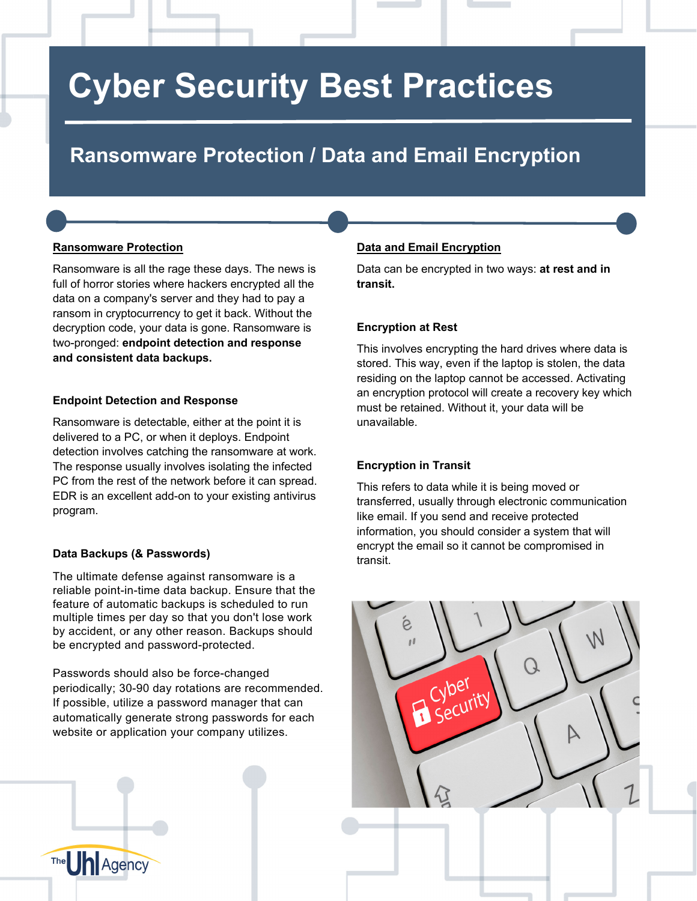# Cyber Security Best Practices

## Ransomware Protection / Data and Email Encryption

### Ransomware Protection

Ransomware is all the rage these days. The news is full of horror stories where hackers encrypted all the data on a company's server and they had to pay a ransom in cryptocurrency to get it back. Without the decryption code, your data is gone. Ransomware is two-pronged: **endpoint detection and response and consistent data backups.**

#### Endpoint Detection and Response

Ransomware is detectable, either at the point it is delivered to a PC, or when it deploys. Endpoint detection involves catching the ransomware at work. The response usually involves isolating the infected PC from the rest of the network before it can spread. EDR is an excellent add-on to your existing antivirus program.

#### Data Backups (& Passwords)

The ultimate defense against ransomware is a reliable point-in-time data backup. Ensure that the feature of automatic backups is scheduled to run multiple times per day so that you don't lose work by accident, or any other reason. Backups should be encrypted and password-protected.

Passwords should also be force-changed periodically; 30-90 day rotations are recommended. If possible, utilize a password manager that can automatically generate strong passwords for each website or application your company utilizes.

### Data and Email Encryption

Data can be encrypted in two ways: **at rest and in transit.**

#### Encryption at Rest

This involves encrypting the hard drives where data is stored. This way, even if the laptop is stolen, the data residing on the laptop cannot be accessed. Activating an encryption protocol will create a recovery key which must be retained. Without it, your data will be unavailable.

#### Encryption in Transit

This refers to data while it is being moved or transferred, usually through electronic communication like email. If you send and receive protected information, you should consider a system that will encrypt the email so it cannot be compromised in transit.

The Uhl Agency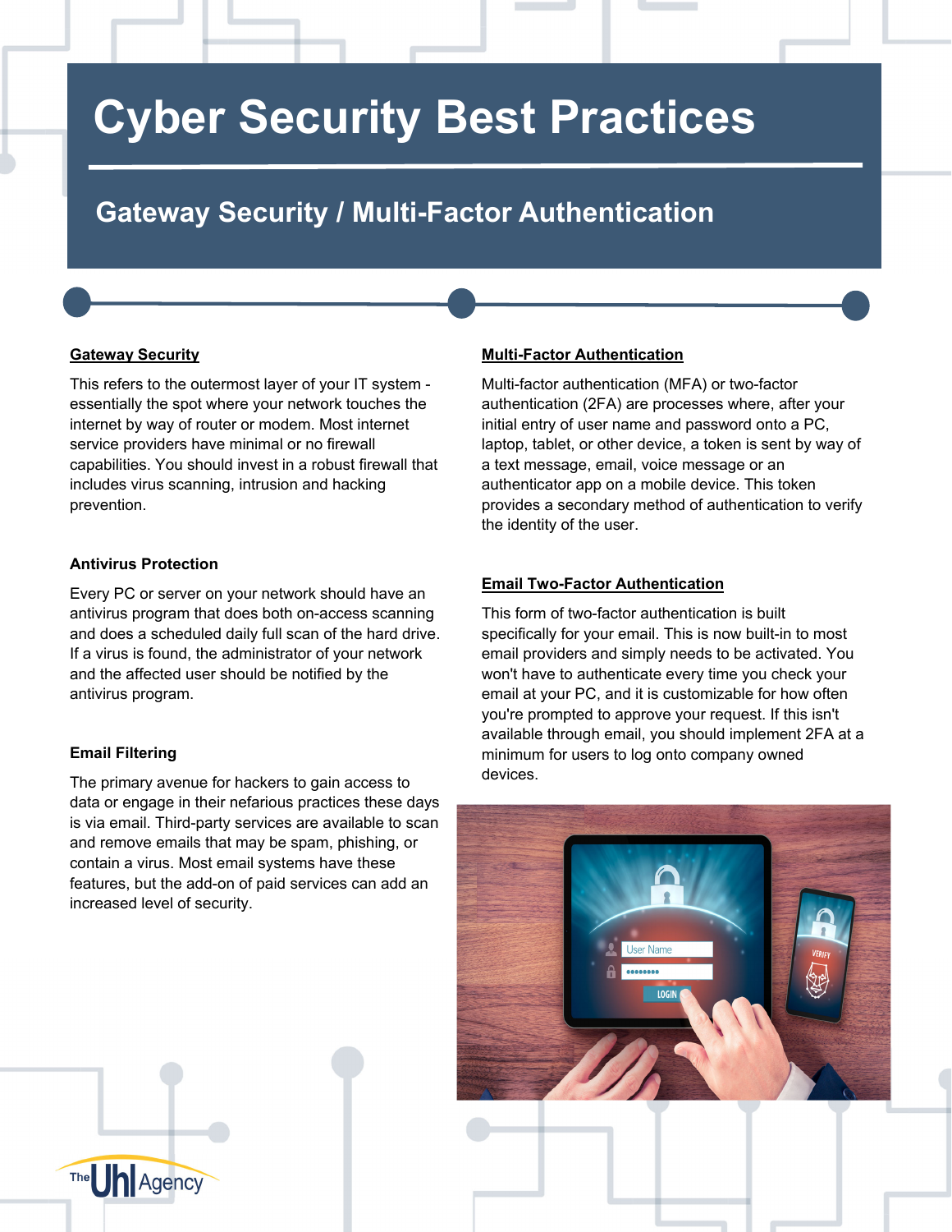# Cyber Security Best Practices

## Gateway Security / Multi-Factor Authentication

### Gateway Security

This refers to the outermost layer of your IT system - essentially the spot where your network touches the internet by way of router or modem. Most internet service providers have minimal or no firewall capabilities. You should invest in a robust firewall that includes virus scanning, intrusion and hacking prevention.

### Antivirus Protection

Every PC or server on your network should have an antivirus program that does both on-access scanning and does a scheduled daily full scan of the hard drive. If a virus is found, the administrator of your network and the affected user should be notified by the antivirus program.

### Email Filtering

The primary avenue for hackers to gain access to data or engage in their nefarious practices these days is via email. Third-party services are available to scan and remove emails that may be spam, phishing, or contain a virus. Most email systems have these features, but the add-on of paid services can add an increased level of security.

### Multi-Factor Authentication

Multi-factor authentication (MFA) or two-factor authentication (2FA) are processes where, after your initial entry of user name and password onto a PC, laptop, tablet, or other device, a token is sent by way of a text message, email, voice message or an authenticator app on a mobile device. This token provides a secondary method of authentication to verify the identity of the user.

### Email Two-Factor Authentication

This form of two-factor authentication is built specifically for your email. This is now built-in to most email providers and simply needs to be activated. You won't have to authenticate every time you check your email at your PC, and it is customizable for how often you're prompted to approve your request. If this isn't available through email, you should implement 2FA at a minimum for users to log onto company owned devices.

The Uhl Agency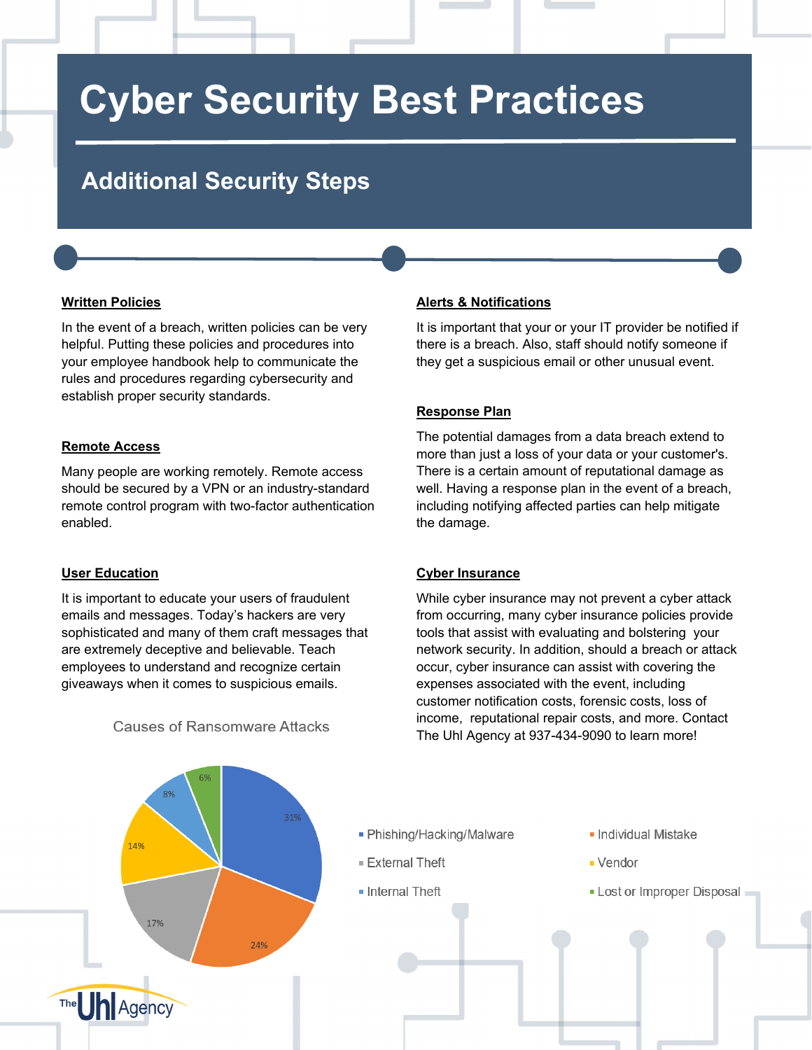# Cyber Security Best Practices

## Additional Security Steps

### Written Policies

In the event of a breach, written policies can be very helpful. Putting these policies and procedures into your employee handbook help to communicate the rules and procedures regarding cybersecurity and establish proper security standards.

### Remote Access

Many people are working remotely. Remote access should be secured by a VPN or an industry-standard remote control program with two-factor authentication enabled.

### User Education

It is important to educate your users of fraudulent emails and messages. Today's hackers are very sophisticated and many of them craft messages that are extremely deceptive and believable. Teach employees to understand and recognize certain giveaways when it comes to suspicious emails.

### Alerts & Notifications

It is important that your or your IT provider be notified if there is a breach. Also, staff should notify someone if they get a suspicious email or other unusual event.

### Response Plan

The potential damages from a data breach extend to more than just a loss of your data or your customer's. There is a certain amount of reputational damage as well. Having a response plan in the event of a breach, including notifying affected parties can help mitigate the damage.

### Cyber Insurance

While cyber insurance may not prevent a cyber attack from occurring, many cyber insurance policies provide tools that assist with evaluating and bolstering your network security. In addition, should a breach or attack occur, cyber insurance can assist with covering the expenses associated with the event, including customer notification costs, forensic costs, loss of income, reputational repair costs, and more. Contact The Uhl Agency at 937-434-9090 to learn more!

Causes of Ransomware Attacks

31%
24%
17%
14%
8%
6%

Phishing/Hacking/Malware
Individual Mistake
External Theft
Vendor
Internal Theft
Lost or Improper Disposal

The Uhl Agency